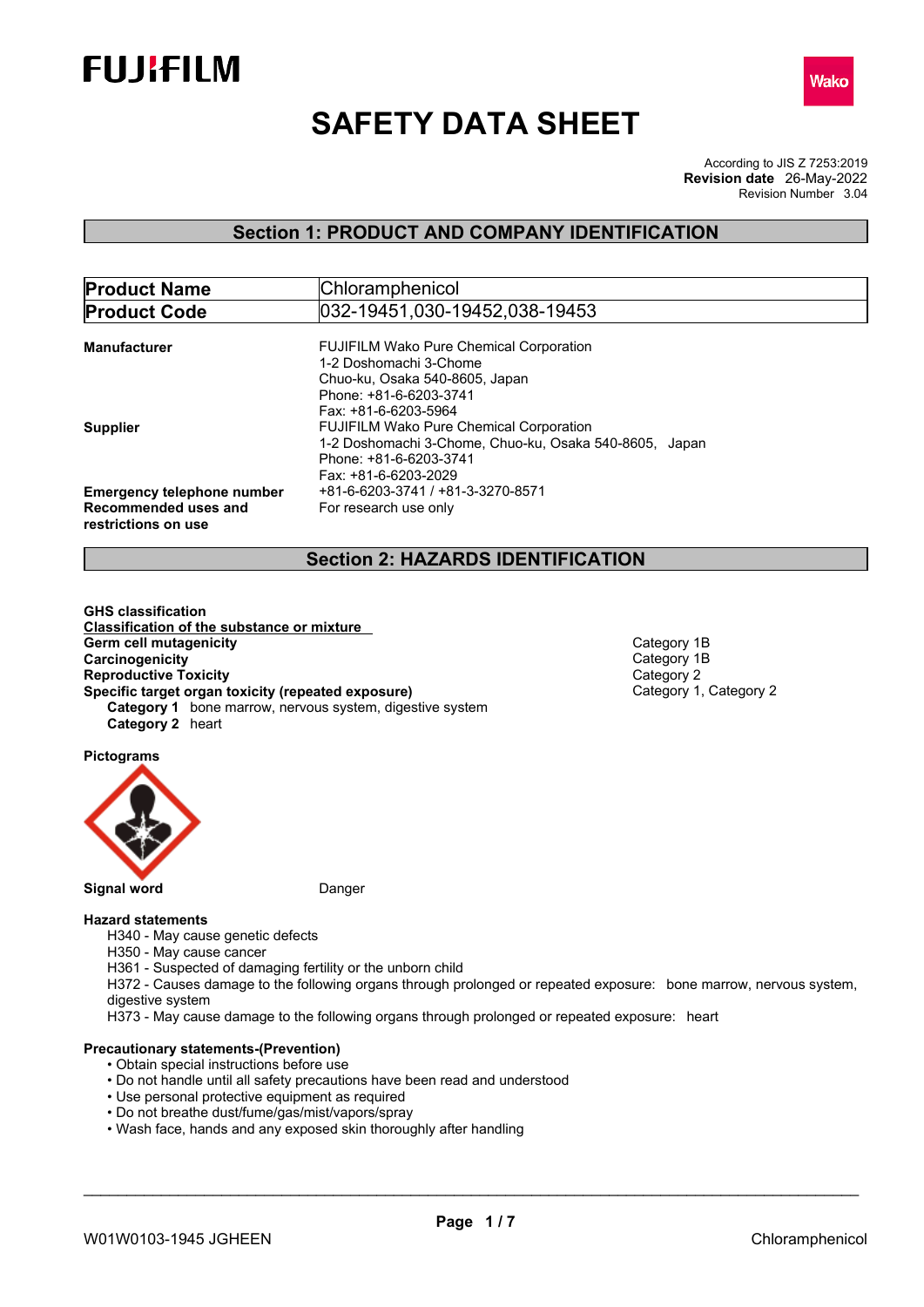# SAFETY DATA SHEET

According to JIS Z 7253:2019
**Revision date** 26-May-2022
Revision Number 3.04

## Section 1: PRODUCT AND COMPANY IDENTIFICATION

| | |
|---|---|
| **Product Name** | Chloramphenicol |
| **Product Code** | 032-19451,030-19452,038-19453 |

**Manufacturer**
FUJIFILM Wako Pure Chemical Corporation
1-2 Doshomachi 3-Chome
Chuo-ku, Osaka 540-8605, Japan
Phone: +81-6-6203-3741
Fax: +81-6-6203-5964

**Supplier**
FUJIFILM Wako Pure Chemical Corporation
1-2 Doshomachi 3-Chome, Chuo-ku, Osaka 540-8605, Japan
Phone: +81-6-6203-3741
Fax: +81-6-6203-2029

**Emergency telephone number** +81-6-6203-3741 / +81-3-3270-8571

**Recommended uses and restrictions on use** For research use only

## Section 2: HAZARDS IDENTIFICATION

**GHS classification**

**Classification of the substance or mixture**

| | |
|---|---|
| **Germ cell mutagenicity** | Category 1B |
| **Carcinogenicity** | Category 1B |
| **Reproductive Toxicity** | Category 2 |
| **Specific target organ toxicity (repeated exposure)** | Category 1, Category 2 |

**Category 1** bone marrow, nervous system, digestive system
**Category 2** heart

**Pictograms**

**Signal word** Danger

**Hazard statements**

H340 - May cause genetic defects
H350 - May cause cancer
H361 - Suspected of damaging fertility or the unborn child
H372 - Causes damage to the following organs through prolonged or repeated exposure: bone marrow, nervous system, digestive system
H373 - May cause damage to the following organs through prolonged or repeated exposure: heart

**Precautionary statements-(Prevention)**

- Obtain special instructions before use
- Do not handle until all safety precautions have been read and understood
- Use personal protective equipment as required
- Do not breathe dust/fume/gas/mist/vapors/spray
- Wash face, hands and any exposed skin thoroughly after handling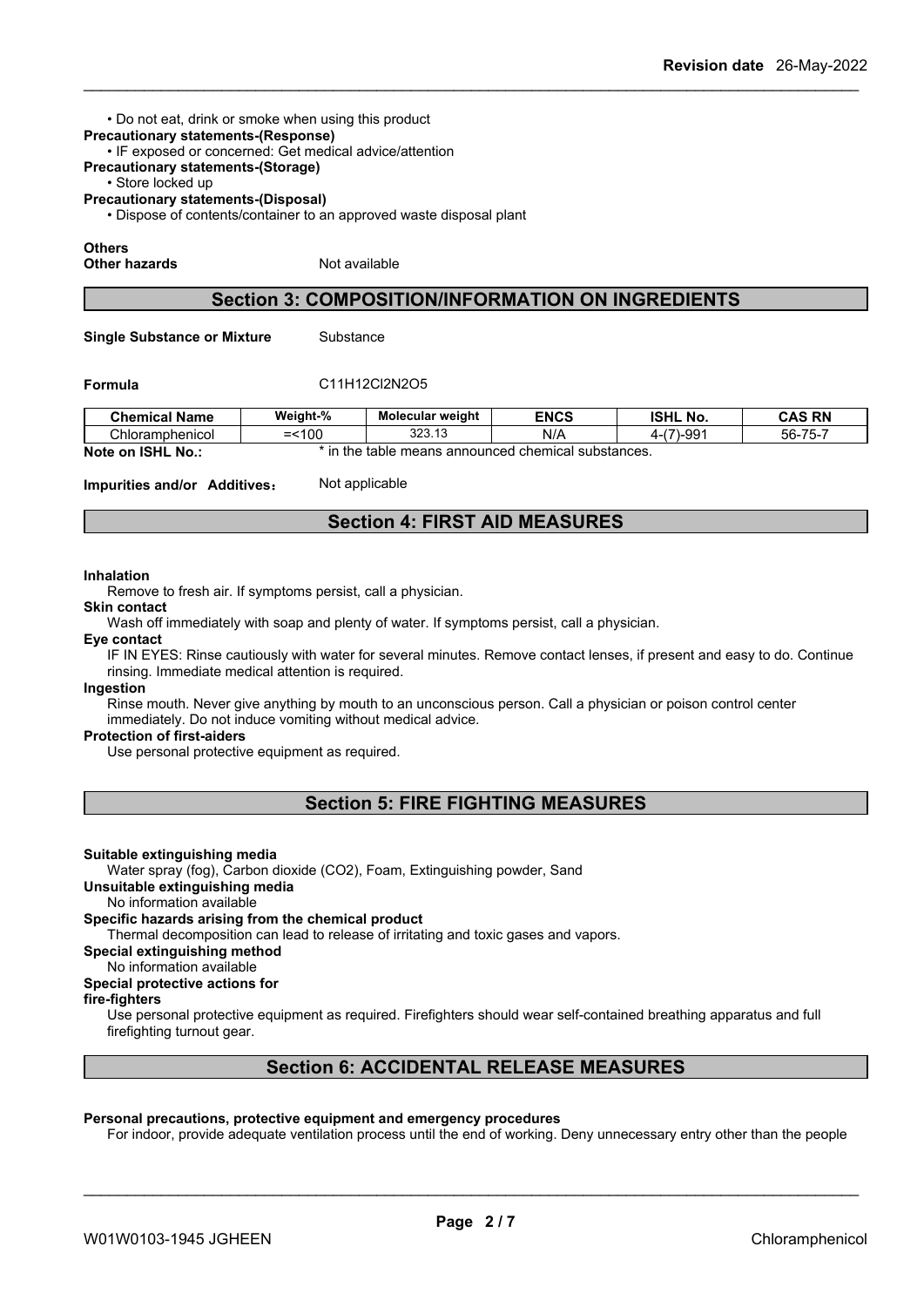• Do not eat, drink or smoke when using this product

**Precautionary statements-(Response)**

• IF exposed or concerned: Get medical advice/attention

**Precautionary statements-(Storage)**

• Store locked up

**Precautionary statements-(Disposal)**

• Dispose of contents/container to an approved waste disposal plant

**Others**

**Other hazards** Not available

## Section 3: COMPOSITION/INFORMATION ON INGREDIENTS

**Single Substance or Mixture** Substance

**Formula** C11H12Cl2N2O5

| Chemical Name | Weight-% | Molecular weight | ENCS | ISHL No. | CAS RN |
|---|---|---|---|---|---|
| Chloramphenicol | =<100 | 323.13 | N/A | 4-(7)-991 | 56-75-7 |

**Note on ISHL No.:** * in the table means announced chemical substances.

**Impurities and/or Additives：** Not applicable

## Section 4: FIRST AID MEASURES

**Inhalation**

Remove to fresh air. If symptoms persist, call a physician.

**Skin contact**

Wash off immediately with soap and plenty of water. If symptoms persist, call a physician.

**Eye contact**

IF IN EYES: Rinse cautiously with water for several minutes. Remove contact lenses, if present and easy to do. Continue rinsing. Immediate medical attention is required.

**Ingestion**

Rinse mouth. Never give anything by mouth to an unconscious person. Call a physician or poison control center immediately. Do not induce vomiting without medical advice.

**Protection of first-aiders**

Use personal protective equipment as required.

## Section 5: FIRE FIGHTING MEASURES

**Suitable extinguishing media**

Water spray (fog), Carbon dioxide (CO2), Foam, Extinguishing powder, Sand

**Unsuitable extinguishing media**

No information available

**Specific hazards arising from the chemical product**

Thermal decomposition can lead to release of irritating and toxic gases and vapors.

**Special extinguishing method**

No information available

**Special protective actions for fire-fighters**

Use personal protective equipment as required. Firefighters should wear self-contained breathing apparatus and full firefighting turnout gear.

## Section 6: ACCIDENTAL RELEASE MEASURES

**Personal precautions, protective equipment and emergency procedures**

For indoor, provide adequate ventilation process until the end of working. Deny unnecessary entry other than the people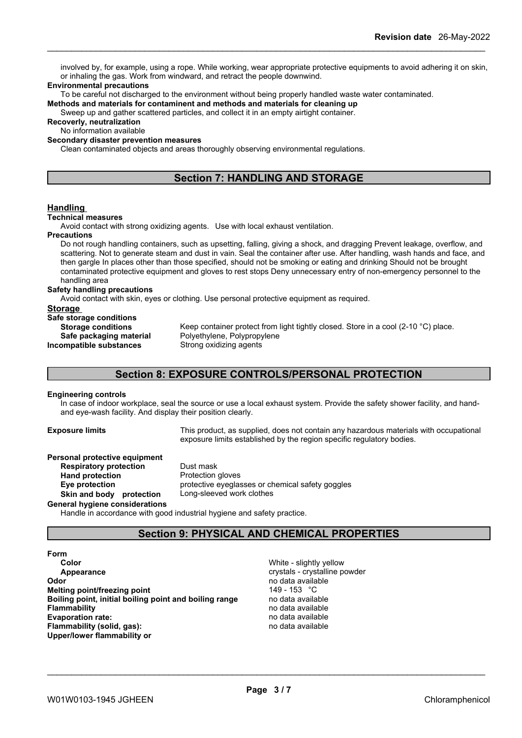involved by, for example, using a rope. While working, wear appropriate protective equipments to avoid adhering it on skin, or inhaling the gas. Work from windward, and retract the people downwind.

**Environmental precautions**

To be careful not discharged to the environment without being properly handled waste water contaminated.

**Methods and materials for contaminent and methods and materials for cleaning up**

Sweep up and gather scattered particles, and collect it in an empty airtight container.

**Recoverly, neutralization**

No information available

**Secondary disaster prevention measures**

Clean contaminated objects and areas thoroughly observing environmental regulations.

## Section 7: HANDLING AND STORAGE

### Handling

**Technical measures**

Avoid contact with strong oxidizing agents. Use with local exhaust ventilation.

**Precautions**

Do not rough handling containers, such as upsetting, falling, giving a shock, and dragging Prevent leakage, overflow, and scattering. Not to generate steam and dust in vain. Seal the container after use. After handling, wash hands and face, and then gargle In places other than those specified, should not be smoking or eating and drinking Should not be brought contaminated protective equipment and gloves to rest stops Deny unnecessary entry of non-emergency personnel to the handling area

**Safety handling precautions**

Avoid contact with skin, eyes or clothing. Use personal protective equipment as required.

### Storage

**Safe storage conditions**

**Storage conditions** Keep container protect from light tightly closed. Store in a cool (2-10 °C) place.

**Safe packaging material** Polyethylene, Polypropylene

**Incompatible substances** Strong oxidizing agents

## Section 8: EXPOSURE CONTROLS/PERSONAL PROTECTION

**Engineering controls**

In case of indoor workplace, seal the source or use a local exhaust system. Provide the safety shower facility, and hand-and eye-wash facility. And display their position clearly.

**Exposure limits** This product, as supplied, does not contain any hazardous materials with occupational exposure limits established by the region specific regulatory bodies.

**Personal protective equipment**

**Respiratory protection** Dust mask

**Hand protection** Protection gloves

**Eye protection** protective eyeglasses or chemical safety goggles

**Skin and body protection** Long-sleeved work clothes

**General hygiene considerations**

Handle in accordance with good industrial hygiene and safety practice.

## Section 9: PHYSICAL AND CHEMICAL PROPERTIES

**Form**

| | |
|---|---|
| **Color** | White - slightly yellow |
| **Appearance** | crystals - crystalline powder |
| **Odor** | no data available |
| **Melting point/freezing point** | 149 - 153 °C |
| **Boiling point, initial boiling point and boiling range** | no data available |
| **Flammability** | no data available |
| **Evaporation rate:** | no data available |
| **Flammability (solid, gas):** | no data available |
| **Upper/lower flammability or** | |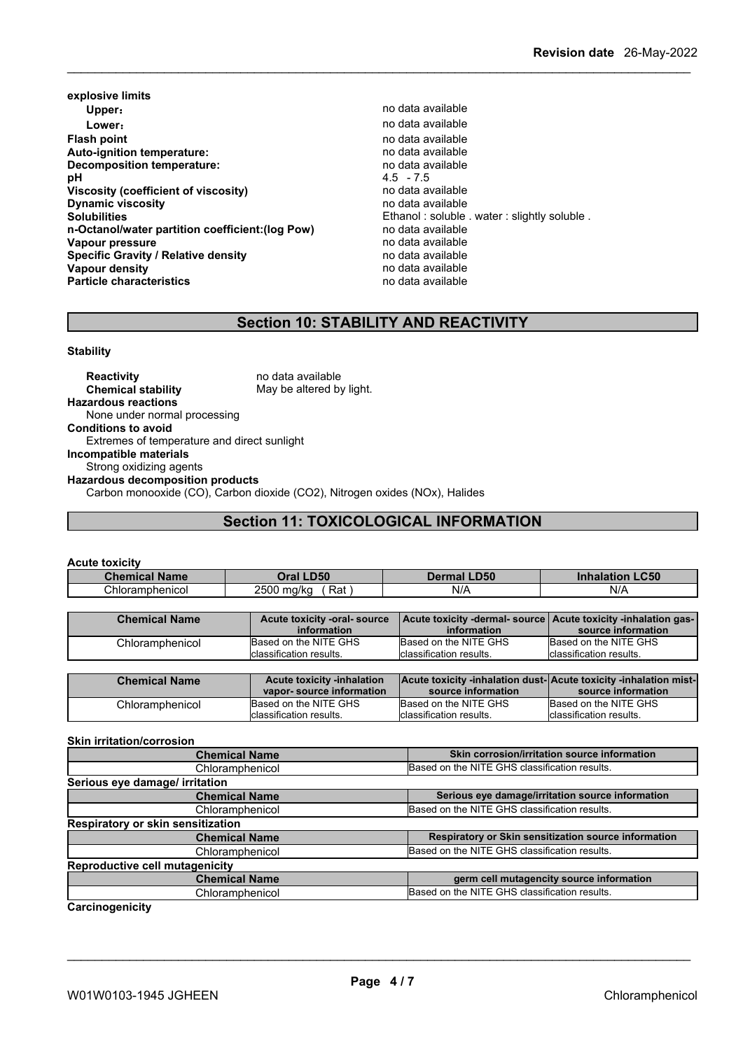**explosive limits**

| | |
|---|---|
| **Upper:** | no data available |
| **Lower:** | no data available |
| **Flash point** | no data available |
| **Auto-ignition temperature:** | no data available |
| **Decomposition temperature:** | no data available |
| **pH** | 4.5 - 7.5 |
| **Viscosity (coefficient of viscosity)** | no data available |
| **Dynamic viscosity** | no data available |
| **Solubilities** | Ethanol : soluble . water : slightly soluble . |
| **n-Octanol/water partition coefficient:(log Pow)** | no data available |
| **Vapour pressure** | no data available |
| **Specific Gravity / Relative density** | no data available |
| **Vapour density** | no data available |
| **Particle characteristics** | no data available |

## Section 10: STABILITY AND REACTIVITY

**Stability**

**Reactivity** no data available

**Chemical stability** May be altered by light.

**Hazardous reactions**

None under normal processing

**Conditions to avoid**

Extremes of temperature and direct sunlight

**Incompatible materials**

Strong oxidizing agents

**Hazardous decomposition products**

Carbon monooxide (CO), Carbon dioxide ($CO_2$), Nitrogen oxides (NOx), Halides

## Section 11: TOXICOLOGICAL INFORMATION

**Acute toxicity**

| Chemical Name | Oral LD50 | Dermal LD50 | Inhalation LC50 |
|---|---|---|---|
| Chloramphenicol | 2500 mg/kg ( Rat ) | N/A | N/A |

| Chemical Name | Acute toxicity -oral- source information | Acute toxicity -dermal- source information | Acute toxicity -inhalation gas- source information |
|---|---|---|---|
| Chloramphenicol | Based on the NITE GHS classification results. | Based on the NITE GHS classification results. | Based on the NITE GHS classification results. |

| Chemical Name | Acute toxicity -inhalation vapor- source information | Acute toxicity -inhalation dust- source information | Acute toxicity -inhalation mist- source information |
|---|---|---|---|
| Chloramphenicol | Based on the NITE GHS classification results. | Based on the NITE GHS classification results. | Based on the NITE GHS classification results. |

**Skin irritation/corrosion**

| Chemical Name | Skin corrosion/irritation source information |
|---|---|
| Chloramphenicol | Based on the NITE GHS classification results. |

**Serious eye damage/ irritation**

| Chemical Name | Serious eye damage/irritation source information |
|---|---|
| Chloramphenicol | Based on the NITE GHS classification results. |

**Respiratory or skin sensitization**

| Chemical Name | Respiratory or Skin sensitization source information |
|---|---|
| Chloramphenicol | Based on the NITE GHS classification results. |

**Reproductive cell mutagenicity**

| Chemical Name | germ cell mutagencity source information |
|---|---|
| Chloramphenicol | Based on the NITE GHS classification results. |

**Carcinogenicity**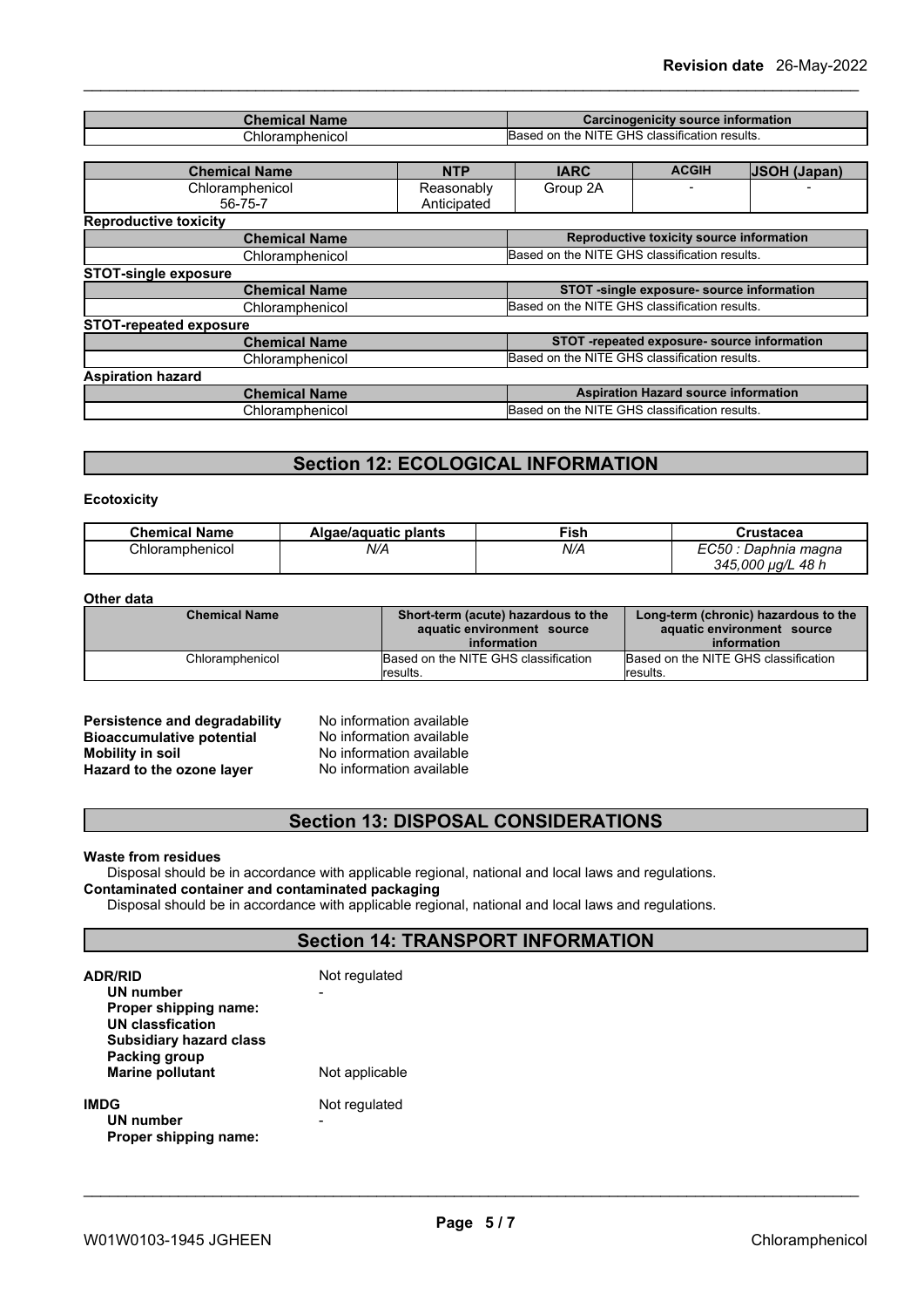| Chemical Name | Carcinogenicity source information |
|---|---|
| Chloramphenicol | Based on the NITE GHS classification results. |

| Chemical Name | NTP | IARC | ACGIH | JSOH (Japan) |
|---|---|---|---|---|
| Chloramphenicol<br>56-75-7 | Reasonably Anticipated | Group 2A | - | - |

**Reproductive toxicity**

| Chemical Name | Reproductive toxicity source information |
|---|---|
| Chloramphenicol | Based on the NITE GHS classification results. |

**STOT-single exposure**

| Chemical Name | STOT -single exposure- source information |
|---|---|
| Chloramphenicol | Based on the NITE GHS classification results. |

**STOT-repeated exposure**

| Chemical Name | STOT -repeated exposure- source information |
|---|---|
| Chloramphenicol | Based on the NITE GHS classification results. |

**Aspiration hazard**

| Chemical Name | Aspiration Hazard source information |
|---|---|
| Chloramphenicol | Based on the NITE GHS classification results. |

## Section 12: ECOLOGICAL INFORMATION

**Ecotoxicity**

| Chemical Name | Algae/aquatic plants | Fish | Crustacea |
|---|---|---|---|
| Chloramphenicol | *N/A* | *N/A* | *EC50 : Daphnia magna 345,000 μg/L 48 h* |

**Other data**

| Chemical Name | Short-term (acute) hazardous to the aquatic environment source information | Long-term (chronic) hazardous to the aquatic environment source information |
|---|---|---|
| Chloramphenicol | Based on the NITE GHS classification results. | Based on the NITE GHS classification results. |

**Persistence and degradability** No information available
**Bioaccumulative potential** No information available
**Mobility in soil** No information available
**Hazard to the ozone layer** No information available

## Section 13: DISPOSAL CONSIDERATIONS

**Waste from residues**
Disposal should be in accordance with applicable regional, national and local laws and regulations.
**Contaminated container and contaminated packaging**
Disposal should be in accordance with applicable regional, national and local laws and regulations.

## Section 14: TRANSPORT INFORMATION

**ADR/RID** Not regulated
**UN number** -
**Proper shipping name:**
**UN classfication**
**Subsidiary hazard class**
**Packing group**
**Marine pollutant** Not applicable

**IMDG** Not regulated
**UN number** -
**Proper shipping name:**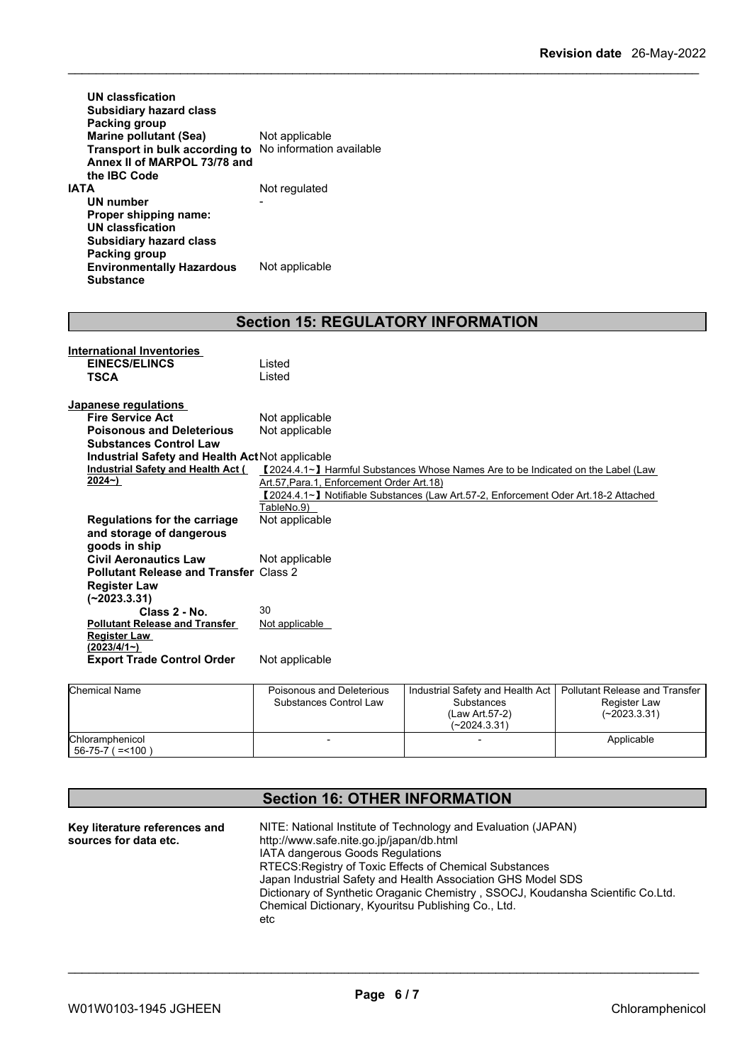| | |
|---|---|
| **UN classfication** | |
| **Subsidiary hazard class** | |
| **Packing group** | |
| **Marine pollutant (Sea)** | Not applicable |
| **Transport in bulk according to Annex II of MARPOL 73/78 and the IBC Code** | No information available |

| | |
|---|---|
| **IATA** | Not regulated |
| **UN number** | - |
| **Proper shipping name:** | |
| **UN classfication** | |
| **Subsidiary hazard class** | |
| **Packing group** | |
| **Environmentally Hazardous Substance** | Not applicable |

## Section 15: REGULATORY INFORMATION

**International Inventories**

| | |
|---|---|
| **EINECS/ELINCS** | Listed |
| **TSCA** | Listed |

**Japanese regulations**

| | |
|---|---|
| **Fire Service Act** | Not applicable |
| **Poisonous and Deleterious Substances Control Law** | Not applicable |
| **Industrial Safety and Health Act** | Not applicable |
| **Industrial Safety and Health Act (2024~)** | 【2024.4.1~】Harmful Substances Whose Names Are to be Indicated on the Label (Law Art.57,Para.1, Enforcement Order Art.18) 【2024.4.1~】Notifiable Substances (Law Art.57-2, Enforcement Oder Art.18-2 Attached TableNo.9) |
| **Regulations for the carriage and storage of dangerous goods in ship** | Not applicable |
| **Civil Aeronautics Law** | Not applicable |
| **Pollutant Release and Transfer Register Law (~2023.3.31)** | Class 2 |
| **Class 2 - No.** | 30 |
| **Pollutant Release and Transfer Register Law (2023/4/1~)** | Not applicable |
| **Export Trade Control Order** | Not applicable |

| Chemical Name | Poisonous and Deleterious Substances Control Law | Industrial Safety and Health Act Substances (Law Art.57-2) (~2024.3.31) | Pollutant Release and Transfer Register Law (~2023.3.31) |
|---|---|---|---|
| Chloramphenicol 56-75-7 ( =<100 ) | - | - | Applicable |

## Section 16: OTHER INFORMATION

**Key literature references and sources for data etc.**

NITE: National Institute of Technology and Evaluation (JAPAN)
http://www.safe.nite.go.jp/japan/db.html
IATA dangerous Goods Regulations
RTECS:Registry of Toxic Effects of Chemical Substances
Japan Industrial Safety and Health Association GHS Model SDS
Dictionary of Synthetic Oraganic Chemistry , SSOCJ, Koudansha Scientific Co.Ltd.
Chemical Dictionary, Kyouritsu Publishing Co., Ltd.
etc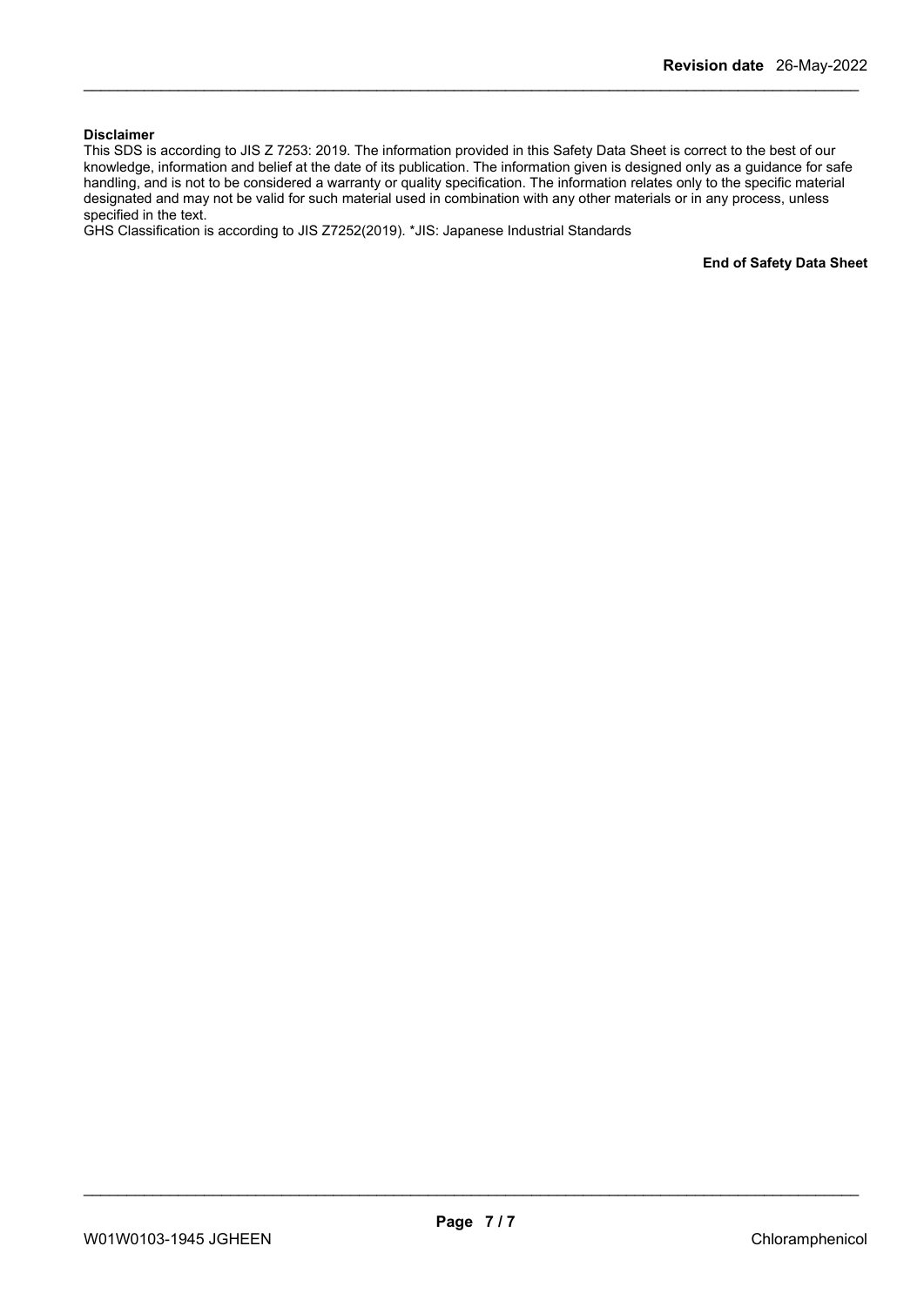**Disclaimer**

This SDS is according to JIS Z 7253: 2019. The information provided in this Safety Data Sheet is correct to the best of our knowledge, information and belief at the date of its publication. The information given is designed only as a guidance for safe handling, and is not to be considered a warranty or quality specification. The information relates only to the specific material designated and may not be valid for such material used in combination with any other materials or in any process, unless specified in the text.

GHS Classification is according to JIS Z7252(2019). *JIS: Japanese Industrial Standards

**End of Safety Data Sheet**